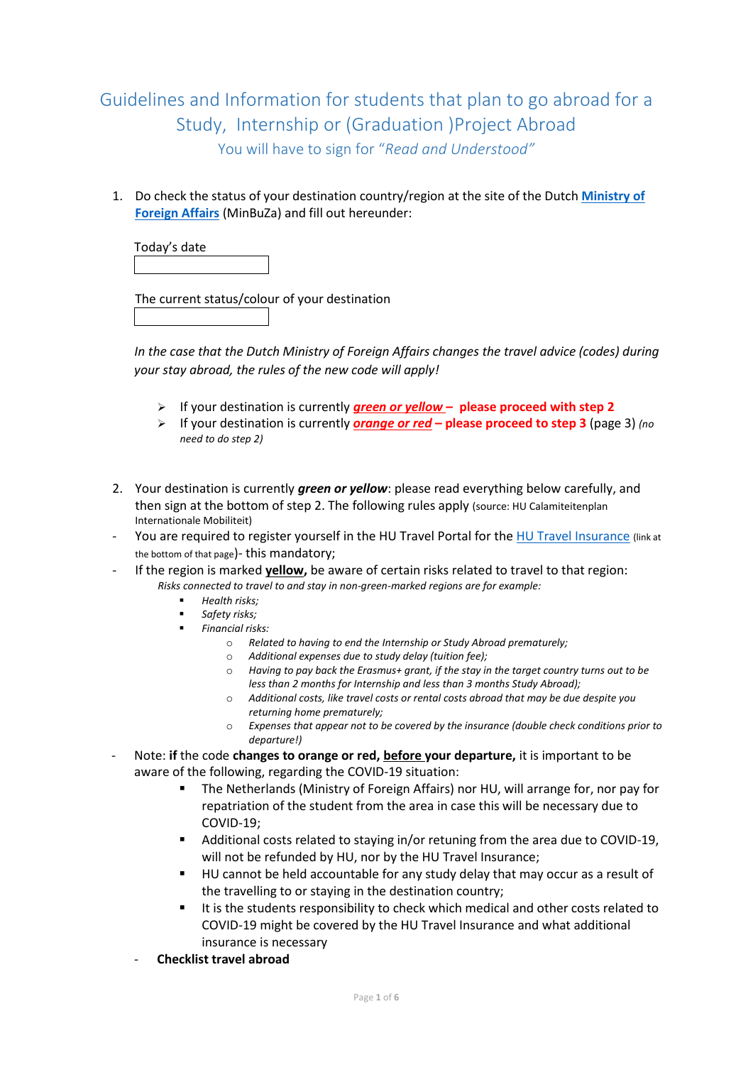# Guidelines and Information for students that plan to go abroad for a Study, Internship or (Graduation )Project Abroad

## You will have to sign for *"Read and Understood"*

1. Do check the status of your destination country/region at the site of the Dutch **Ministry of Foreign Affairs** (MinBuZa) and fill out hereunder:

   Today's date

   | |
   |---|
   | |

   The current status/colour of your destination

   | |
   |---|
   | |

   *In the case that the Dutch Ministry of Foreign Affairs changes the travel advice (codes) during your stay abroad, the rules of the new code will apply!*

   - If your destination is currently ***green or yellow*** **– please proceed with step 2**
   - If your destination is currently ***orange or red*** **– please proceed to step 3** (page 3) *(no need to do step 2)*

2. Your destination is currently ***green or yellow***: please read everything below carefully, and then sign at the bottom of step 2. The following rules apply (source: HU Calamiteitenplan Internationale Mobiliteit)

- You are required to register yourself in the HU Travel Portal for the HU Travel Insurance (link at the bottom of that page)- this mandatory;
- If the region is marked **yellow**, be aware of certain risks related to travel to that region:
  *Risks connected to travel to and stay in non-green-marked regions are for example:*
  - *Health risks;*
  - *Safety risks;*
  - *Financial risks:*
    - *Related to having to end the Internship or Study Abroad prematurely;*
    - *Additional expenses due to study delay (tuition fee);*
    - *Having to pay back the Erasmus+ grant, if the stay in the target country turns out to be less than 2 months for Internship and less than 3 months Study Abroad);*
    - *Additional costs, like travel costs or rental costs abroad that may be due despite you returning home prematurely;*
    - *Expenses that appear not to be covered by the insurance (double check conditions prior to departure!)*
- Note: **if** the code **changes to orange or red, before your departure,** it is important to be aware of the following, regarding the COVID-19 situation:
  - The Netherlands (Ministry of Foreign Affairs) nor HU, will arrange for, nor pay for repatriation of the student from the area in case this will be necessary due to COVID-19;
  - Additional costs related to staying in/or retuning from the area due to COVID-19, will not be refunded by HU, nor by the HU Travel Insurance;
  - HU cannot be held accountable for any study delay that may occur as a result of the travelling to or staying in the destination country;
  - It is the students responsibility to check which medical and other costs related to COVID-19 might be covered by the HU Travel Insurance and what additional insurance is necessary
- **Checklist travel abroad**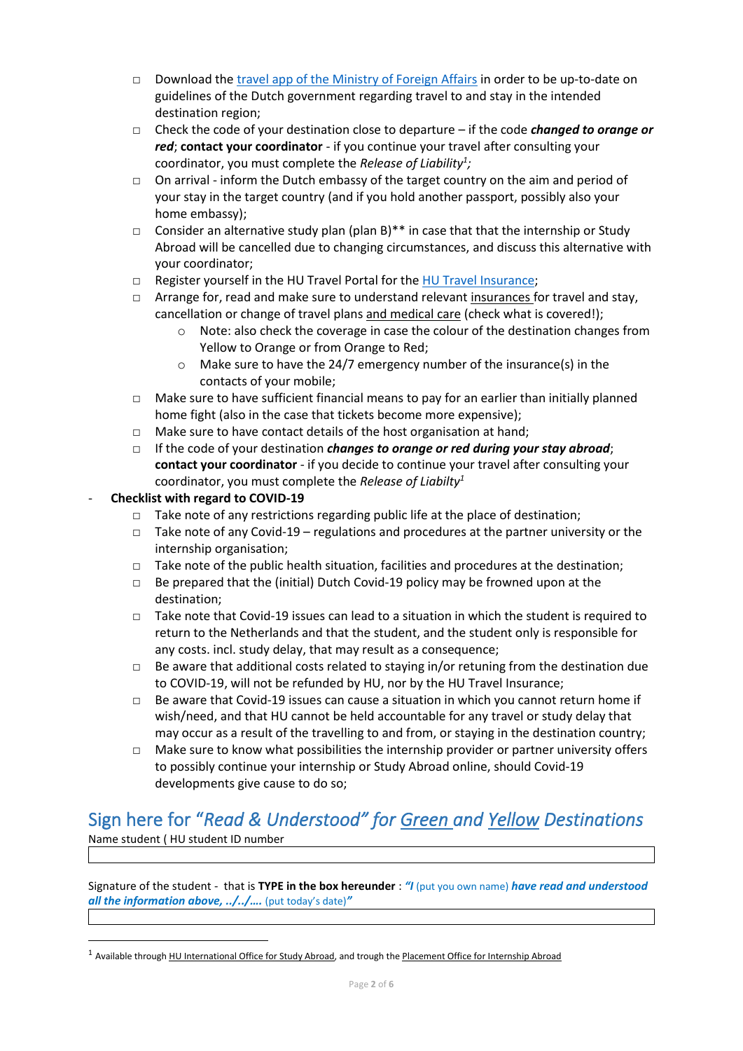- ☐ Download the travel app of the Ministry of Foreign Affairs in order to be up-to-date on guidelines of the Dutch government regarding travel to and stay in the intended destination region;
- ☐ Check the code of your destination close to departure – if the code ***changed to orange or red***; **contact your coordinator** - if you continue your travel after consulting your coordinator, you must complete the *Release of Liability*[1]*;*
- ☐ On arrival - inform the Dutch embassy of the target country on the aim and period of your stay in the target country (and if you hold another passport, possibly also your home embassy);
- ☐ Consider an alternative study plan (plan B)** in case that that the internship or Study Abroad will be cancelled due to changing circumstances, and discuss this alternative with your coordinator;
- ☐ Register yourself in the HU Travel Portal for the HU Travel Insurance;
- ☐ Arrange for, read and make sure to understand relevant insurances for travel and stay, cancellation or change of travel plans and medical care (check what is covered!);
  - Note: also check the coverage in case the colour of the destination changes from Yellow to Orange or from Orange to Red;
  - Make sure to have the 24/7 emergency number of the insurance(s) in the contacts of your mobile;
- ☐ Make sure to have sufficient financial means to pay for an earlier than initially planned home fight (also in the case that tickets become more expensive);
- ☐ Make sure to have contact details of the host organisation at hand;
- ☐ If the code of your destination ***changes to orange or red during your stay abroad***; **contact your coordinator** - if you decide to continue your travel after consulting your coordinator, you must complete the *Release of Liabilty*[1]

- **Checklist with regard to COVID-19**
  - ☐ Take note of any restrictions regarding public life at the place of destination;
  - ☐ Take note of any Covid-19 – regulations and procedures at the partner university or the internship organisation;
  - ☐ Take note of the public health situation, facilities and procedures at the destination;
  - ☐ Be prepared that the (initial) Dutch Covid-19 policy may be frowned upon at the destination;
  - ☐ Take note that Covid-19 issues can lead to a situation in which the student is required to return to the Netherlands and that the student, and the student only is responsible for any costs. incl. study delay, that may result as a consequence;
  - ☐ Be aware that additional costs related to staying in/or retuning from the destination due to COVID-19, will not be refunded by HU, nor by the HU Travel Insurance;
  - ☐ Be aware that Covid-19 issues can cause a situation in which you cannot return home if wish/need, and that HU cannot be held accountable for any travel or study delay that may occur as a result of the travelling to and from, or staying in the destination country;
  - ☐ Make sure to know what possibilities the internship provider or partner university offers to possibly continue your internship or Study Abroad online, should Covid-19 developments give cause to do so;

## Sign here for "*Read & Understood" for Green and Yellow Destinations*

Name student ( HU student ID number

| |
|---|
| |

Signature of the student - that is **TYPE in the box hereunder** : ***"I*** (put you own name) ***have read and understood all the information above, ../../….*** (put today's date)***"***

| |
|---|
| |

[1] Available through HU International Office for Study Abroad, and trough the Placement Office for Internship Abroad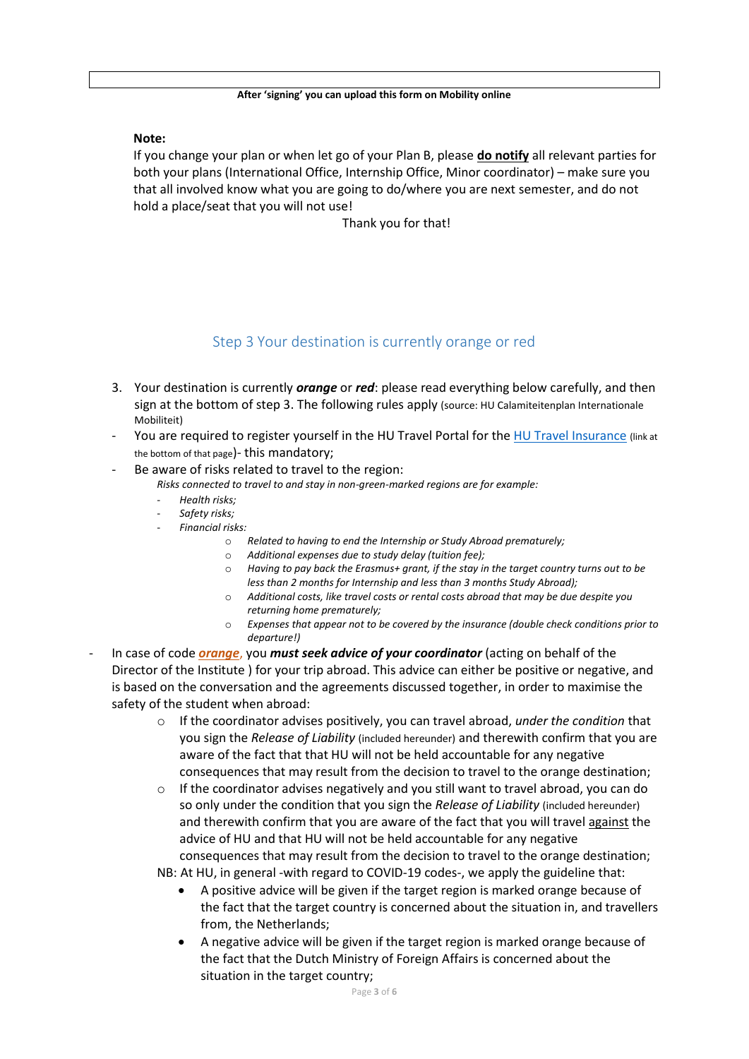**After 'signing' you can upload this form on Mobility online**

**Note:**

If you change your plan or when let go of your Plan B, please **do notify** all relevant parties for both your plans (International Office, Internship Office, Minor coordinator) – make sure you that all involved know what you are going to do/where you are next semester, and do not hold a place/seat that you will not use!

Thank you for that!

## Step 3 Your destination is currently orange or red

3. Your destination is currently ***orange*** or ***red***: please read everything below carefully, and then sign at the bottom of step 3. The following rules apply (source: HU Calamiteitenplan Internationale Mobiliteit)

- You are required to register yourself in the HU Travel Portal for the HU Travel Insurance (link at the bottom of that page)- this mandatory;
- Be aware of risks related to travel to the region:

  *Risks connected to travel to and stay in non-green-marked regions are for example:*
  - *Health risks;*
  - *Safety risks;*
  - *Financial risks:*
    - *Related to having to end the Internship or Study Abroad prematurely;*
    - *Additional expenses due to study delay (tuition fee);*
    - *Having to pay back the Erasmus+ grant, if the stay in the target country turns out to be less than 2 months for Internship and less than 3 months Study Abroad);*
    - *Additional costs, like travel costs or rental costs abroad that may be due despite you returning home prematurely;*
    - *Expenses that appear not to be covered by the insurance (double check conditions prior to departure!)*
- In case of code ***orange***, you ***must seek advice of your coordinator*** (acting on behalf of the Director of the Institute ) for your trip abroad. This advice can either be positive or negative, and is based on the conversation and the agreements discussed together, in order to maximise the safety of the student when abroad:
  - If the coordinator advises positively, you can travel abroad, *under the condition* that you sign the *Release of Liability* (included hereunder) and therewith confirm that you are aware of the fact that that HU will not be held accountable for any negative consequences that may result from the decision to travel to the orange destination;
  - If the coordinator advises negatively and you still want to travel abroad, you can do so only under the condition that you sign the *Release of Liability* (included hereunder) and therewith confirm that you are aware of the fact that you will travel against the advice of HU and that HU will not be held accountable for any negative consequences that may result from the decision to travel to the orange destination;

  NB: At HU, in general -with regard to COVID-19 codes-, we apply the guideline that:
  - A positive advice will be given if the target region is marked orange because of the fact that the target country is concerned about the situation in, and travellers from, the Netherlands;
  - A negative advice will be given if the target region is marked orange because of the fact that the Dutch Ministry of Foreign Affairs is concerned about the situation in the target country;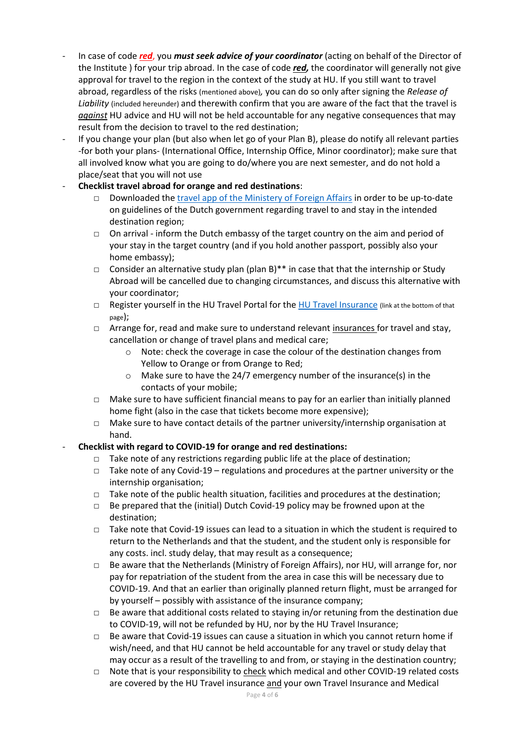- In case of code ***red***, you ***must seek advice of your coordinator*** (acting on behalf of the Director of the Institute ) for your trip abroad. In the case of code ***red,*** the coordinator will generally not give approval for travel to the region in the context of the study at HU. If you still want to travel abroad, regardless of the risks (mentioned above), you can do so only after signing the *Release of Liability* (included hereunder) and therewith confirm that you are aware of the fact that the travel is ***against*** HU advice and HU will not be held accountable for any negative consequences that may result from the decision to travel to the red destination;
- If you change your plan (but also when let go of your Plan B), please do notify all relevant parties -for both your plans- (International Office, Internship Office, Minor coordinator); make sure that all involved know what you are going to do/where you are next semester, and do not hold a place/seat that you will not use
- **Checklist travel abroad for orange and red destinations**:
  - □ Downloaded the travel app of the Ministery of Foreign Affairs in order to be up-to-date on guidelines of the Dutch government regarding travel to and stay in the intended destination region;
  - □ On arrival - inform the Dutch embassy of the target country on the aim and period of your stay in the target country (and if you hold another passport, possibly also your home embassy);
  - □ Consider an alternative study plan (plan B)** in case that that the internship or Study Abroad will be cancelled due to changing circumstances, and discuss this alternative with your coordinator;
  - □ Register yourself in the HU Travel Portal for the HU Travel Insurance (link at the bottom of that page);
  - □ Arrange for, read and make sure to understand relevant insurances for travel and stay, cancellation or change of travel plans and medical care;
    - Note: check the coverage in case the colour of the destination changes from Yellow to Orange or from Orange to Red;
    - Make sure to have the 24/7 emergency number of the insurance(s) in the contacts of your mobile;
  - □ Make sure to have sufficient financial means to pay for an earlier than initially planned home fight (also in the case that tickets become more expensive);
  - □ Make sure to have contact details of the partner university/internship organisation at hand.
- **Checklist with regard to COVID-19 for orange and red destinations:**
  - □ Take note of any restrictions regarding public life at the place of destination;
  - □ Take note of any Covid-19 – regulations and procedures at the partner university or the internship organisation;
  - □ Take note of the public health situation, facilities and procedures at the destination;
  - □ Be prepared that the (initial) Dutch Covid-19 policy may be frowned upon at the destination;
  - □ Take note that Covid-19 issues can lead to a situation in which the student is required to return to the Netherlands and that the student, and the student only is responsible for any costs. incl. study delay, that may result as a consequence;
  - □ Be aware that the Netherlands (Ministry of Foreign Affairs), nor HU, will arrange for, nor pay for repatriation of the student from the area in case this will be necessary due to COVID-19. And that an earlier than originally planned return flight, must be arranged for by yourself – possibly with assistance of the insurance company;
  - □ Be aware that additional costs related to staying in/or retuning from the destination due to COVID-19, will not be refunded by HU, nor by the HU Travel Insurance;
  - □ Be aware that Covid-19 issues can cause a situation in which you cannot return home if wish/need, and that HU cannot be held accountable for any travel or study delay that may occur as a result of the travelling to and from, or staying in the destination country;
  - □ Note that is your responsibility to check which medical and other COVID-19 related costs are covered by the HU Travel insurance and your own Travel Insurance and Medical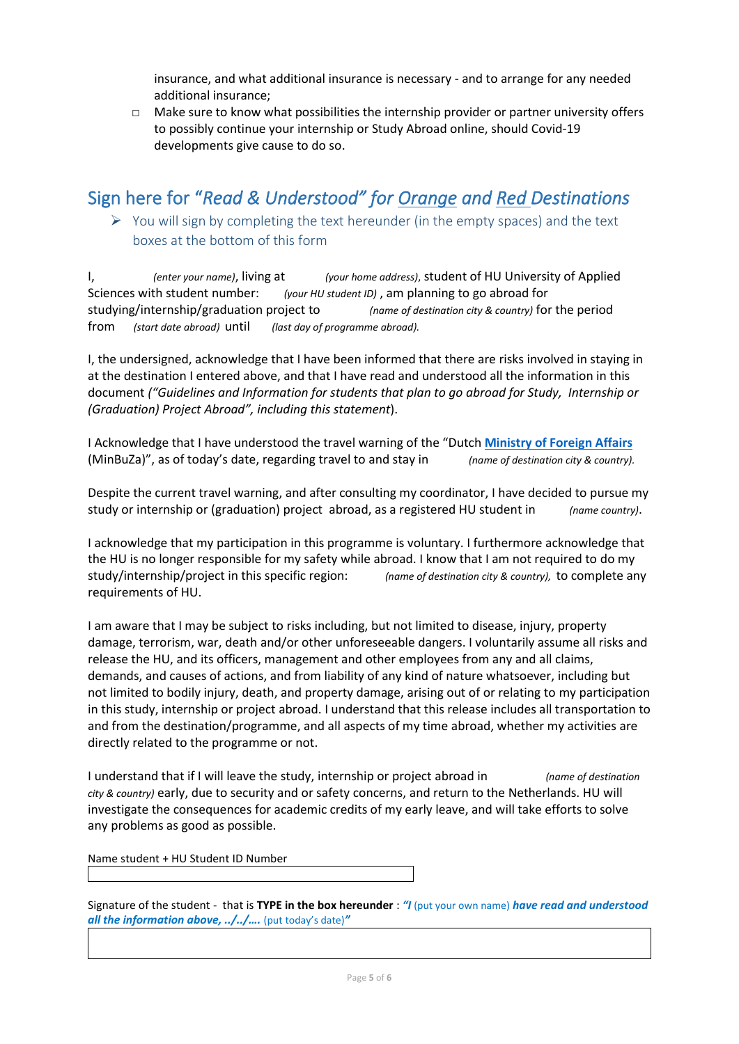insurance, and what additional insurance is necessary - and to arrange for any needed additional insurance;

- ☐ Make sure to know what possibilities the internship provider or partner university offers to possibly continue your internship or Study Abroad online, should Covid-19 developments give cause to do so.

## Sign here for "*Read & Understood" for Orange and Red Destinations*

- ➢ You will sign by completing the text hereunder (in the empty spaces) and the text boxes at the bottom of this form

I, *(enter your name)*, living at *(your home address)*, student of HU University of Applied Sciences with student number: *(your HU student ID)* , am planning to go abroad for studying/internship/graduation project to *(name of destination city & country)* for the period from *(start date abroad)* until *(last day of programme abroad).*

I, the undersigned, acknowledge that I have been informed that there are risks involved in staying in at the destination I entered above, and that I have read and understood all the information in this document *("Guidelines and Information for students that plan to go abroad for Study, Internship or (Graduation) Project Abroad", including this statement*).

I Acknowledge that I have understood the travel warning of the "Dutch **Ministry of Foreign Affairs** (MinBuZa)", as of today's date, regarding travel to and stay in *(name of destination city & country).*

Despite the current travel warning, and after consulting my coordinator, I have decided to pursue my study or internship or (graduation) project abroad, as a registered HU student in *(name country)*.

I acknowledge that my participation in this programme is voluntary. I furthermore acknowledge that the HU is no longer responsible for my safety while abroad. I know that I am not required to do my study/internship/project in this specific region: *(name of destination city & country),* to complete any requirements of HU.

I am aware that I may be subject to risks including, but not limited to disease, injury, property damage, terrorism, war, death and/or other unforeseeable dangers. I voluntarily assume all risks and release the HU, and its officers, management and other employees from any and all claims, demands, and causes of actions, and from liability of any kind of nature whatsoever, including but not limited to bodily injury, death, and property damage, arising out of or relating to my participation in this study, internship or project abroad. I understand that this release includes all transportation to and from the destination/programme, and all aspects of my time abroad, whether my activities are directly related to the programme or not.

I understand that if I will leave the study, internship or project abroad in *(name of destination city & country)* early, due to security and or safety concerns, and return to the Netherlands. HU will investigate the consequences for academic credits of my early leave, and will take efforts to solve any problems as good as possible.

Name student + HU Student ID Number

| |
|---|

Signature of the student - that is **TYPE in the box hereunder** : ***"I*** (put your own name) ***have read and understood all the information above, ../../….*** (put today's date)***"***

| |
|---|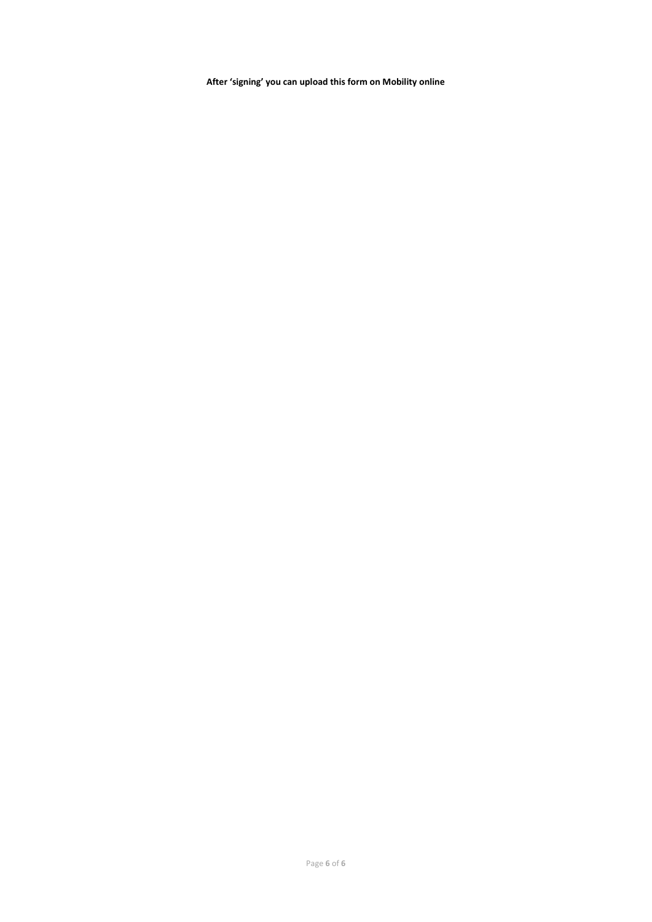**After 'signing' you can upload this form on Mobility online**